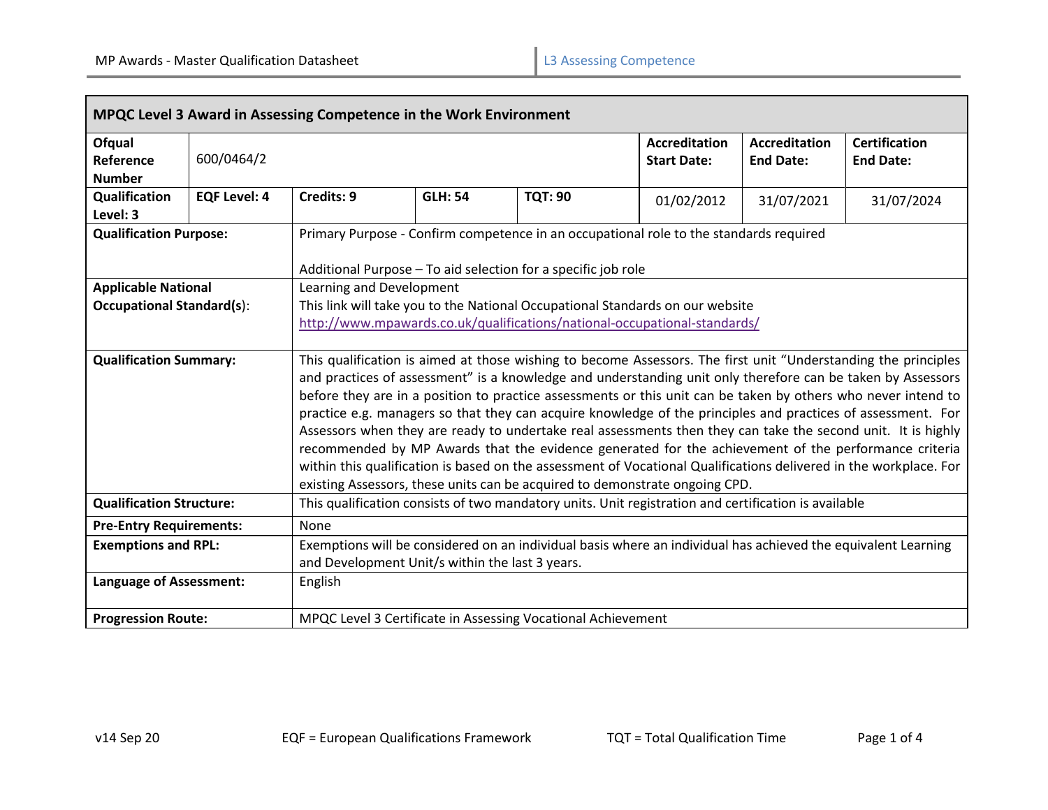# MPQC Level 3 Award in Assessing Competence in the Work Environment

| **Ofqual Reference Number** | 600/0464/2 | | | | **Accreditation Start Date:** | **Accreditation End Date:** | **Certification End Date:** |
|---|---|---|---|---|---|---|---|
| **Qualification Level: 3** | **EQF Level: 4** | **Credits: 9** | **GLH: 54** | **TQT: 90** | 01/02/2012 | 31/07/2021 | 31/07/2024 |

| | |
|---|---|
| **Qualification Purpose:** | Primary Purpose - Confirm competence in an occupational role to the standards required<br><br>Additional Purpose – To aid selection for a specific job role |
| **Applicable National Occupational Standard(s):** | Learning and Development<br>This link will take you to the National Occupational Standards on our website<br>http://www.mpawards.co.uk/qualifications/national-occupational-standards/ |
| **Qualification Summary:** | This qualification is aimed at those wishing to become Assessors. The first unit "Understanding the principles and practices of assessment" is a knowledge and understanding unit only therefore can be taken by Assessors before they are in a position to practice assessments or this unit can be taken by others who never intend to practice e.g. managers so that they can acquire knowledge of the principles and practices of assessment. For Assessors when they are ready to undertake real assessments then they can take the second unit. It is highly recommended by MP Awards that the evidence generated for the achievement of the performance criteria within this qualification is based on the assessment of Vocational Qualifications delivered in the workplace. For existing Assessors, these units can be acquired to demonstrate ongoing CPD. |
| **Qualification Structure:** | This qualification consists of two mandatory units. Unit registration and certification is available |
| **Pre-Entry Requirements:** | None |
| **Exemptions and RPL:** | Exemptions will be considered on an individual basis where an individual has achieved the equivalent Learning and Development Unit/s within the last 3 years. |
| **Language of Assessment:** | English |
| **Progression Route:** | MPQC Level 3 Certificate in Assessing Vocational Achievement |

EQF = European Qualifications Framework    TQT = Total Qualification Time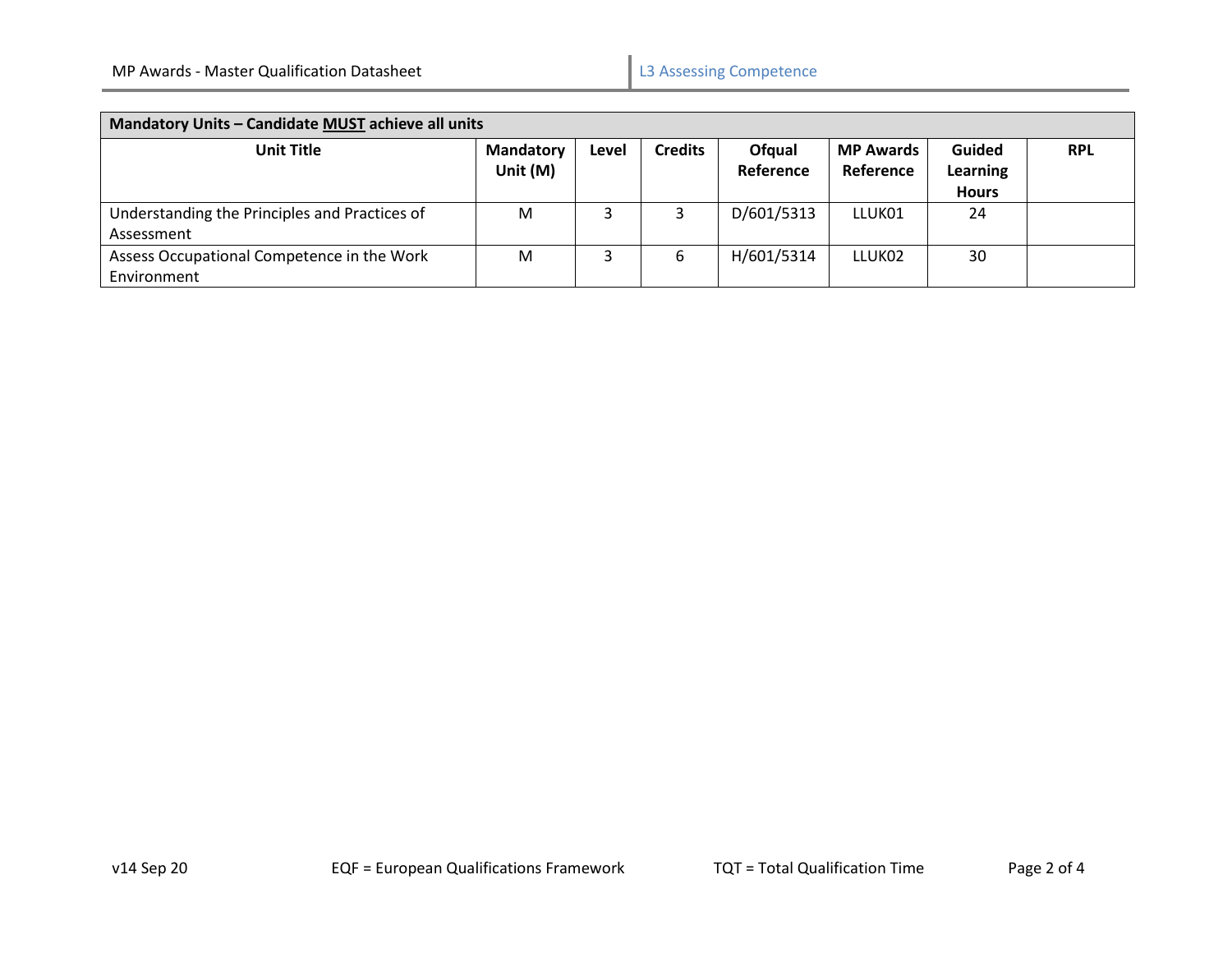| Mandatory Units – Candidate **MUST** achieve all units | | | | | | | |
|---|---|---|---|---|---|---|---|
| **Unit Title** | **Mandatory Unit (M)** | **Level** | **Credits** | **Ofqual Reference** | **MP Awards Reference** | **Guided Learning Hours** | **RPL** |
| Understanding the Principles and Practices of Assessment | M | 3 | 3 | D/601/5313 | LLUK01 | 24 | |
| Assess Occupational Competence in the Work Environment | M | 3 | 6 | H/601/5314 | LLUK02 | 30 | |

EQF = European Qualifications Framework

TQT = Total Qualification Time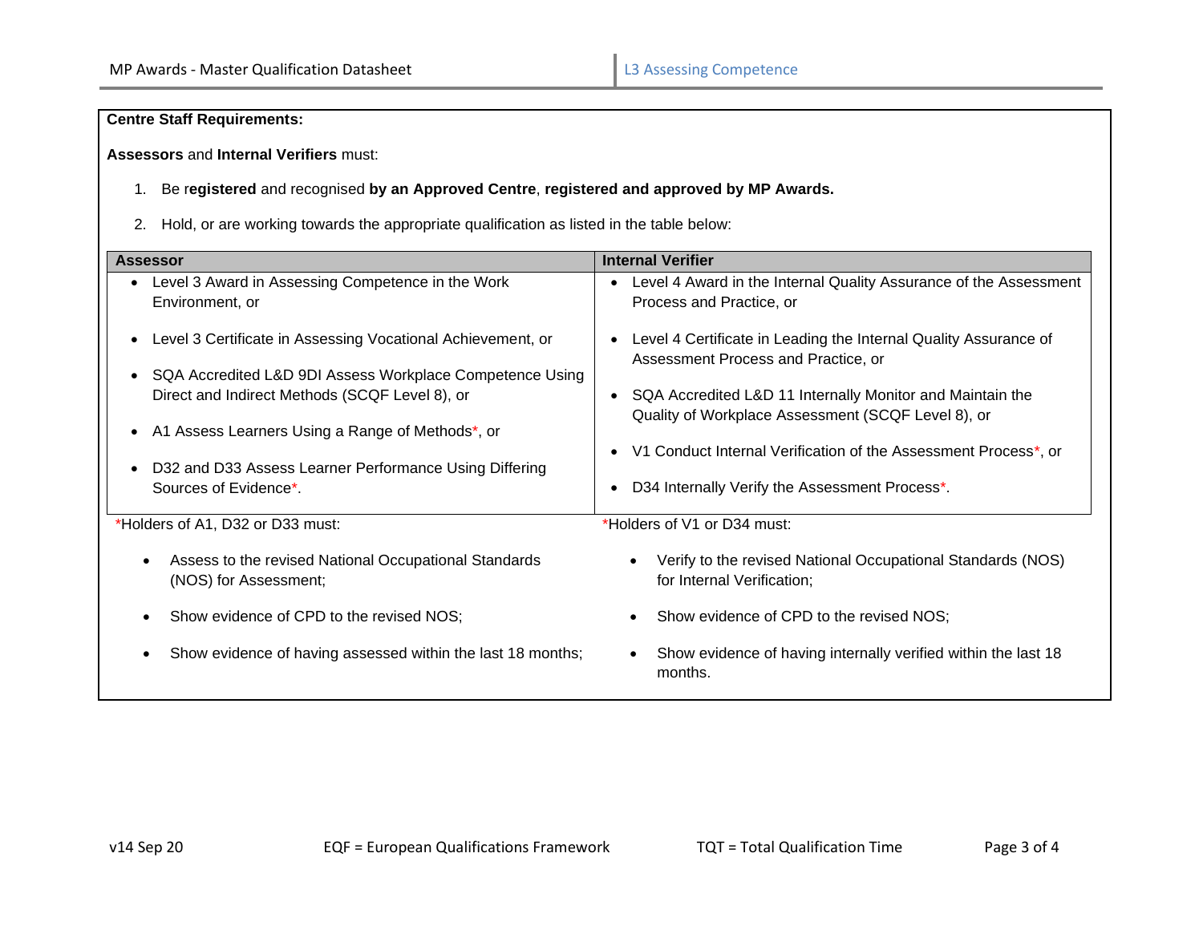**Centre Staff Requirements:**

**Assessors** and **Internal Verifiers** must:

1. Be r**egistered** and recognised **by an Approved Centre**, **registered and approved by MP Awards.**
2. Hold, or are working towards the appropriate qualification as listed in the table below:

| Assessor | Internal Verifier |
|---|---|
| • Level 3 Award in Assessing Competence in the Work Environment, or<br>• Level 3 Certificate in Assessing Vocational Achievement, or<br>• SQA Accredited L&D 9DI Assess Workplace Competence Using Direct and Indirect Methods (SCQF Level 8), or<br>• A1 Assess Learners Using a Range of Methods*, or<br>• D32 and D33 Assess Learner Performance Using Differing Sources of Evidence*. | • Level 4 Award in the Internal Quality Assurance of the Assessment Process and Practice, or<br>• Level 4 Certificate in Leading the Internal Quality Assurance of Assessment Process and Practice, or<br>• SQA Accredited L&D 11 Internally Monitor and Maintain the Quality of Workplace Assessment (SCQF Level 8), or<br>• V1 Conduct Internal Verification of the Assessment Process*, or<br>• D34 Internally Verify the Assessment Process*. |

*Holders of A1, D32 or D33 must:

- Assess to the revised National Occupational Standards (NOS) for Assessment;
- Show evidence of CPD to the revised NOS;
- Show evidence of having assessed within the last 18 months;

*Holders of V1 or D34 must:

- Verify to the revised National Occupational Standards (NOS) for Internal Verification;
- Show evidence of CPD to the revised NOS;
- Show evidence of having internally verified within the last 18 months.

v14 Sep 20 EQF = European Qualifications Framework TQT = Total Qualification Time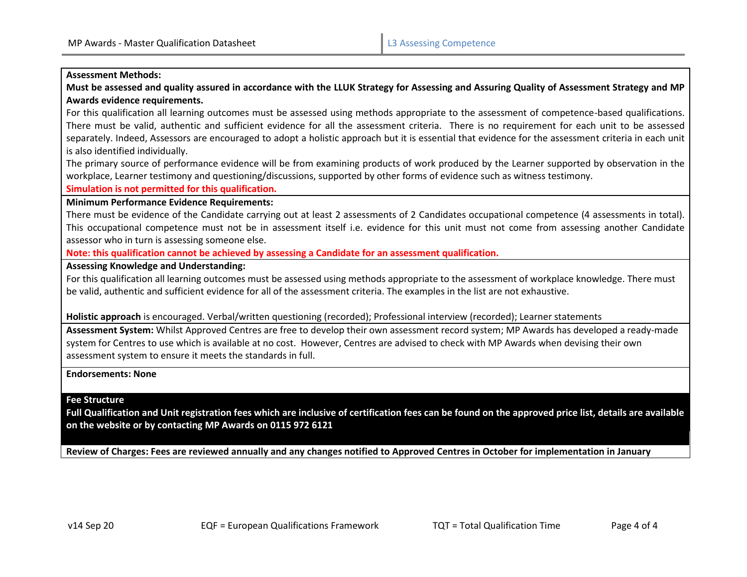**Assessment Methods:**

**Must be assessed and quality assured in accordance with the LLUK Strategy for Assessing and Assuring Quality of Assessment Strategy and MP Awards evidence requirements.**

For this qualification all learning outcomes must be assessed using methods appropriate to the assessment of competence-based qualifications. There must be valid, authentic and sufficient evidence for all the assessment criteria. There is no requirement for each unit to be assessed separately. Indeed, Assessors are encouraged to adopt a holistic approach but it is essential that evidence for the assessment criteria in each unit is also identified individually.

The primary source of performance evidence will be from examining products of work produced by the Learner supported by observation in the workplace, Learner testimony and questioning/discussions, supported by other forms of evidence such as witness testimony.

**Simulation is not permitted for this qualification.**

**Minimum Performance Evidence Requirements:**

There must be evidence of the Candidate carrying out at least 2 assessments of 2 Candidates occupational competence (4 assessments in total). This occupational competence must not be in assessment itself i.e. evidence for this unit must not come from assessing another Candidate assessor who in turn is assessing someone else.

**Note: this qualification cannot be achieved by assessing a Candidate for an assessment qualification.**

**Assessing Knowledge and Understanding:**

For this qualification all learning outcomes must be assessed using methods appropriate to the assessment of workplace knowledge. There must be valid, authentic and sufficient evidence for all of the assessment criteria. The examples in the list are not exhaustive.

**Holistic approach** is encouraged. Verbal/written questioning (recorded); Professional interview (recorded); Learner statements

**Assessment System:** Whilst Approved Centres are free to develop their own assessment record system; MP Awards has developed a ready-made system for Centres to use which is available at no cost. However, Centres are advised to check with MP Awards when devising their own assessment system to ensure it meets the standards in full.

**Endorsements: None**

**Fee Structure**

**Full Qualification and Unit registration fees which are inclusive of certification fees can be found on the approved price list, details are available on the website or by contacting MP Awards on 0115 972 6121**

**Review of Charges: Fees are reviewed annually and any changes notified to Approved Centres in October for implementation in January**